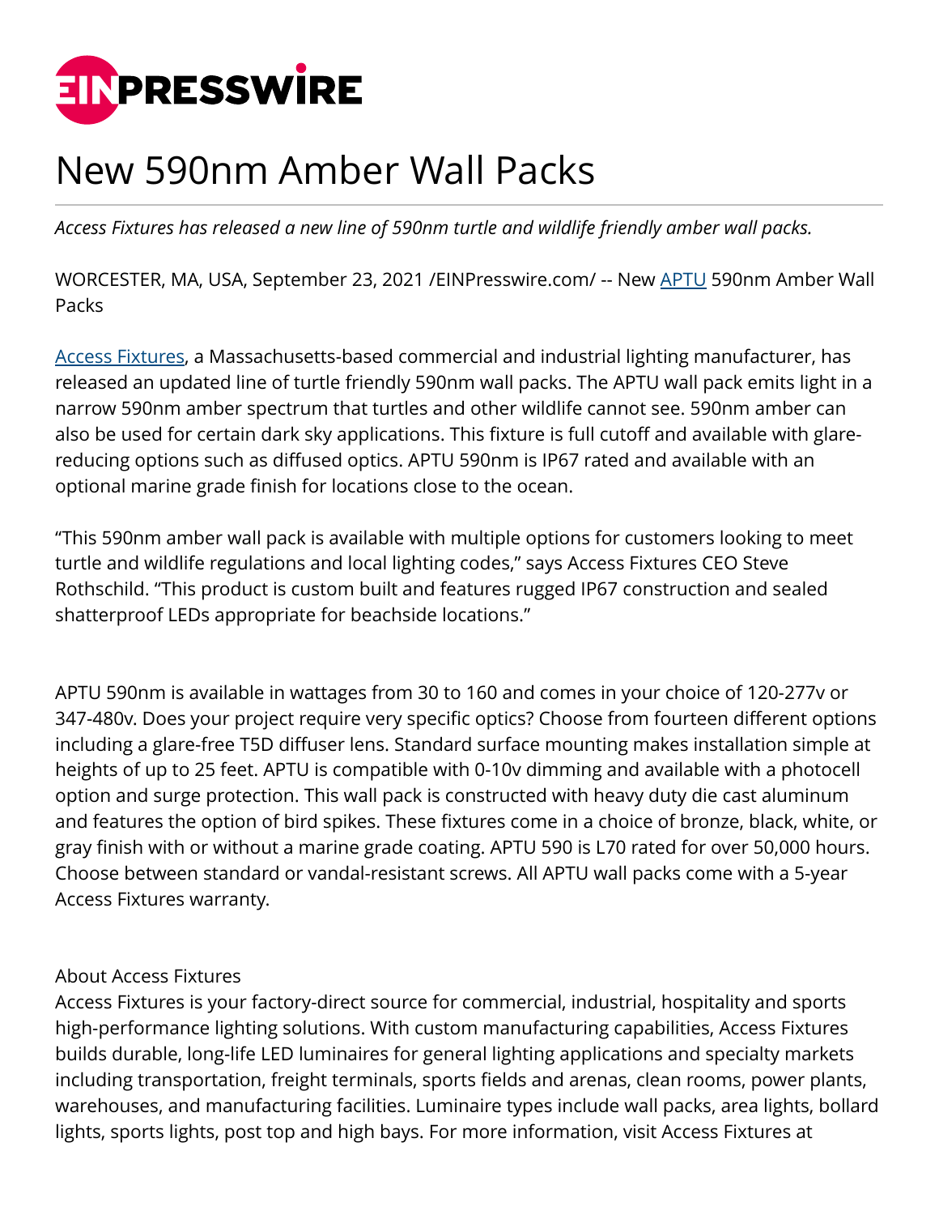EINPRESSWIRE

# New 590nm Amber Wall Packs

*Access Fixtures has released a new line of 590nm turtle and wildlife friendly amber wall packs.*

WORCESTER, MA, USA, September 23, 2021 /EINPresswire.com/ -- New APTU 590nm Amber Wall Packs

Access Fixtures, a Massachusetts-based commercial and industrial lighting manufacturer, has released an updated line of turtle friendly 590nm wall packs. The APTU wall pack emits light in a narrow 590nm amber spectrum that turtles and other wildlife cannot see. 590nm amber can also be used for certain dark sky applications. This fixture is full cutoff and available with glare-reducing options such as diffused optics. APTU 590nm is IP67 rated and available with an optional marine grade finish for locations close to the ocean.

“This 590nm amber wall pack is available with multiple options for customers looking to meet turtle and wildlife regulations and local lighting codes,” says Access Fixtures CEO Steve Rothschild. “This product is custom built and features rugged IP67 construction and sealed shatterproof LEDs appropriate for beachside locations.”

APTU 590nm is available in wattages from 30 to 160 and comes in your choice of 120-277v or 347-480v. Does your project require very specific optics? Choose from fourteen different options including a glare-free T5D diffuser lens. Standard surface mounting makes installation simple at heights of up to 25 feet. APTU is compatible with 0-10v dimming and available with a photocell option and surge protection. This wall pack is constructed with heavy duty die cast aluminum and features the option of bird spikes. These fixtures come in a choice of bronze, black, white, or gray finish with or without a marine grade coating. APTU 590 is L70 rated for over 50,000 hours. Choose between standard or vandal-resistant screws. All APTU wall packs come with a 5-year Access Fixtures warranty.

About Access Fixtures
Access Fixtures is your factory-direct source for commercial, industrial, hospitality and sports high-performance lighting solutions. With custom manufacturing capabilities, Access Fixtures builds durable, long-life LED luminaires for general lighting applications and specialty markets including transportation, freight terminals, sports fields and arenas, clean rooms, power plants, warehouses, and manufacturing facilities. Luminaire types include wall packs, area lights, bollard lights, sports lights, post top and high bays. For more information, visit Access Fixtures at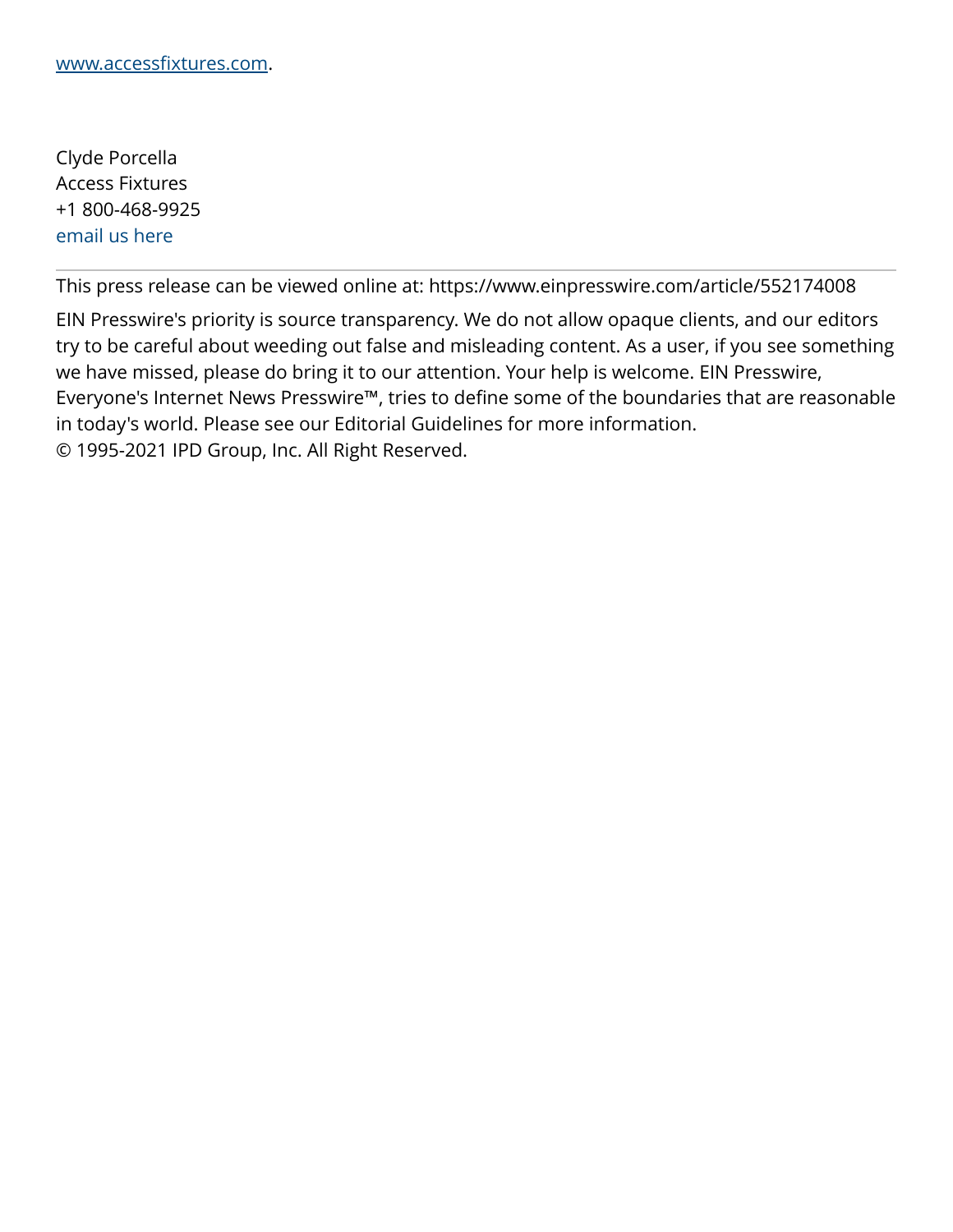www.accessfixtures.com.

Clyde Porcella
Access Fixtures
+1 800-468-9925
email us here

---

This press release can be viewed online at: https://www.einpresswire.com/article/552174008

EIN Presswire's priority is source transparency. We do not allow opaque clients, and our editors try to be careful about weeding out false and misleading content. As a user, if you see something we have missed, please do bring it to our attention. Your help is welcome. EIN Presswire, Everyone's Internet News Presswire™, tries to define some of the boundaries that are reasonable in today's world. Please see our Editorial Guidelines for more information.
© 1995-2021 IPD Group, Inc. All Right Reserved.